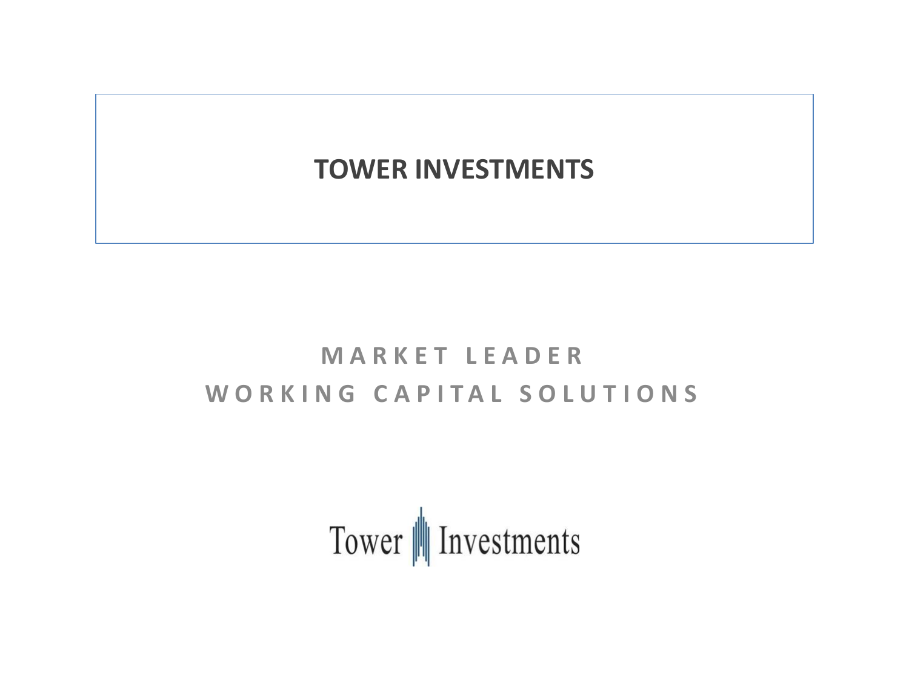# TOWER INVESTMENTS

## MARKET LEADER
## WORKING CAPITAL SOLUTIONS

Tower Investments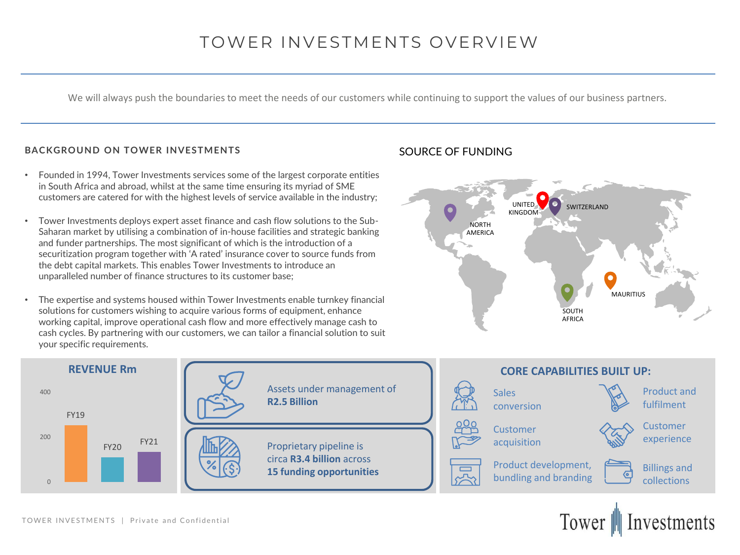# TOWER INVESTMENTS OVERVIEW

We will always push the boundaries to meet the needs of our customers while continuing to support the values of our business partners.

## BACKGROUND ON TOWER INVESTMENTS

- Founded in 1994, Tower Investments services some of the largest corporate entities in South Africa and abroad, whilst at the same time ensuring its myriad of SME customers are catered for with the highest levels of service available in the industry;
- Tower Investments deploys expert asset finance and cash flow solutions to the Sub-Saharan market by utilising a combination of in-house facilities and strategic banking and funder partnerships. The most significant of which is the introduction of a securitization program together with 'A rated' insurance cover to source funds from the debt capital markets. This enables Tower Investments to introduce an unparalleled number of finance structures to its customer base;
- The expertise and systems housed within Tower Investments enable turnkey financial solutions for customers wishing to acquire various forms of equipment, enhance working capital, improve operational cash flow and more effectively manage cash to cash cycles. By partnering with our customers, we can tailor a financial solution to suit your specific requirements.

## SOURCE OF FUNDING

NORTH AMERICA, UNITED KINGDOM, SWITZERLAND, MAURITIUS, SOUTH AFRICA

## REVENUE Rm

| Year | Revenue (Rm) |
|---|---|
| FY19 | ~250 |
| FY20 | ~110 |
| FY21 | ~130 |

Assets under management of **R2.5 Billion**

Proprietary pipeline is circa **R3.4 billion** across **15 funding opportunities**

## CORE CAPABILITIES BUILT UP:

- Sales conversion
- Product and fulfilment
- Customer acquisition
- Customer experience
- Product development, bundling and branding
- Billings and collections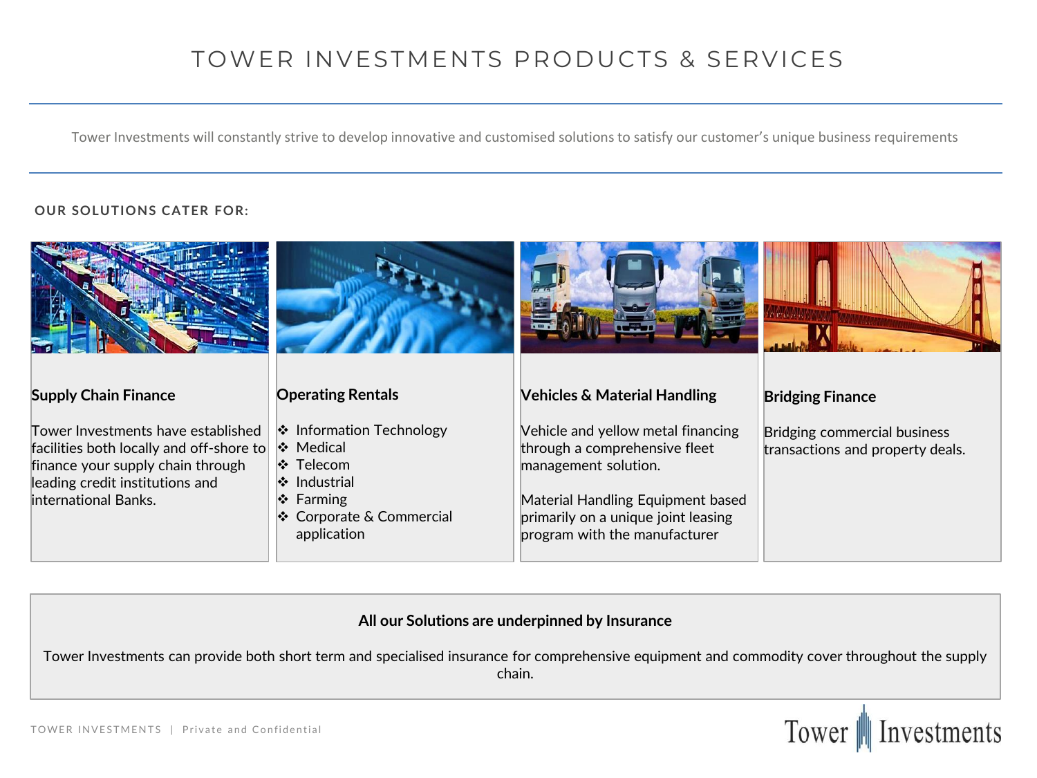# TOWER INVESTMENTS PRODUCTS & SERVICES

Tower Investments will constantly strive to develop innovative and customised solutions to satisfy our customer's unique business requirements

**OUR SOLUTIONS CATER FOR:**

### Supply Chain Finance

Tower Investments have established facilities both locally and off-shore to finance your supply chain through leading credit institutions and international Banks.

### Operating Rentals

- Information Technology
- Medical
- Telecom
- Industrial
- Farming
- Corporate & Commercial application

### Vehicles & Material Handling

Vehicle and yellow metal financing through a comprehensive fleet management solution.

Material Handling Equipment based primarily on a unique joint leasing program with the manufacturer

### Bridging Finance

Bridging commercial business transactions and property deals.

**All our Solutions are underpinned by Insurance**

Tower Investments can provide both short term and specialised insurance for comprehensive equipment and commodity cover throughout the supply chain.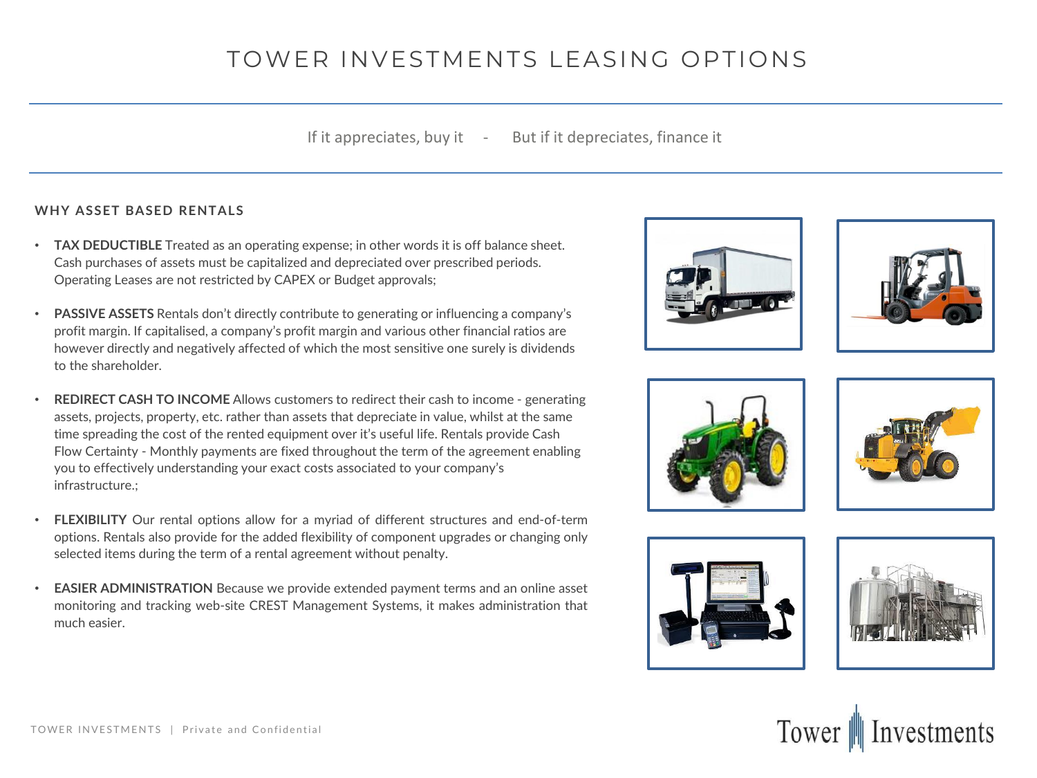# TOWER INVESTMENTS LEASING OPTIONS

If it appreciates, buy it - But if it depreciates, finance it

## WHY ASSET BASED RENTALS

- **TAX DEDUCTIBLE** Treated as an operating expense; in other words it is off balance sheet. Cash purchases of assets must be capitalized and depreciated over prescribed periods. Operating Leases are not restricted by CAPEX or Budget approvals;

- **PASSIVE ASSETS** Rentals don't directly contribute to generating or influencing a company's profit margin. If capitalised, a company's profit margin and various other financial ratios are however directly and negatively affected of which the most sensitive one surely is dividends to the shareholder.

- **REDIRECT CASH TO INCOME** Allows customers to redirect their cash to income - generating assets, projects, property, etc. rather than assets that depreciate in value, whilst at the same time spreading the cost of the rented equipment over it's useful life. Rentals provide Cash Flow Certainty - Monthly payments are fixed throughout the term of the agreement enabling you to effectively understanding your exact costs associated to your company's infrastructure.;

- **FLEXIBILITY** Our rental options allow for a myriad of different structures and end-of-term options. Rentals also provide for the added flexibility of component upgrades or changing only selected items during the term of a rental agreement without penalty.

- **EASIER ADMINISTRATION** Because we provide extended payment terms and an online asset monitoring and tracking web-site CREST Management Systems, it makes administration that much easier.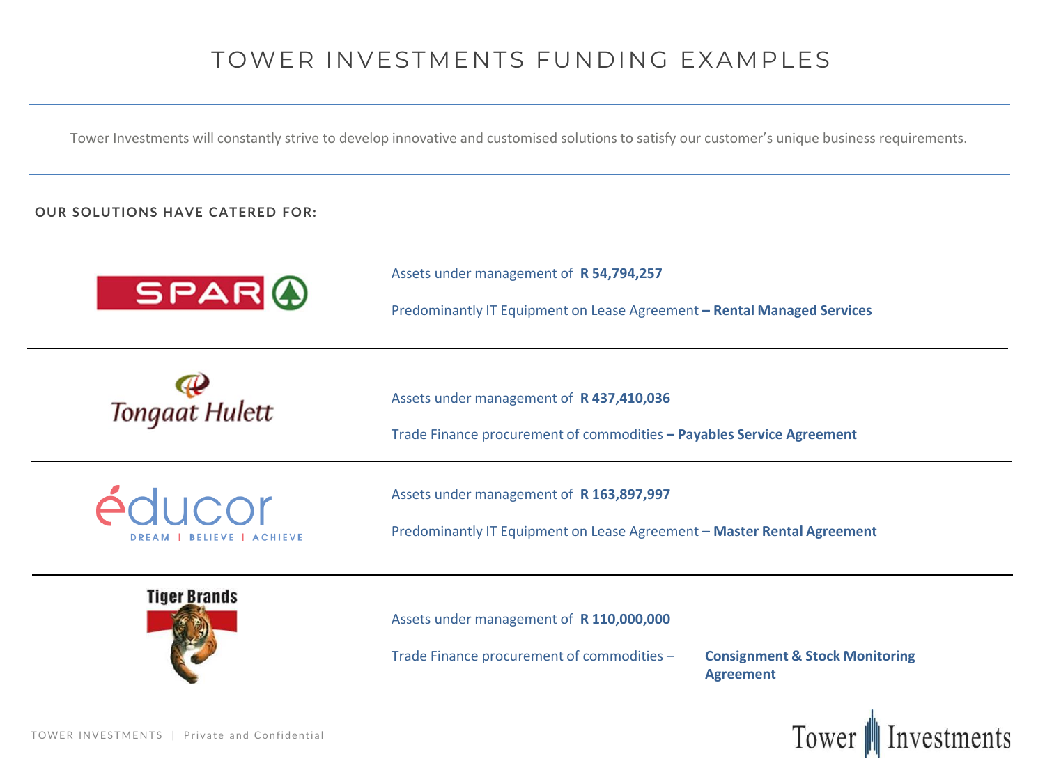# TOWER INVESTMENTS FUNDING EXAMPLES

Tower Investments will constantly strive to develop innovative and customised solutions to satisfy our customer's unique business requirements.

**OUR SOLUTIONS HAVE CATERED FOR:**

**SPAR**

Assets under management of **R 54,794,257**

Predominantly IT Equipment on Lease Agreement **– Rental Managed Services**

---

**Tongaat Hulett**

Assets under management of **R 437,410,036**

Trade Finance procurement of commodities **– Payables Service Agreement**

---

**éducor** – DREAM | BELIEVE | ACHIEVE

Assets under management of **R 163,897,997**

Predominantly IT Equipment on Lease Agreement **– Master Rental Agreement**

---

**Tiger Brands**

Assets under management of **R 110,000,000**

Trade Finance procurement of commodities – **Consignment & Stock Monitoring Agreement**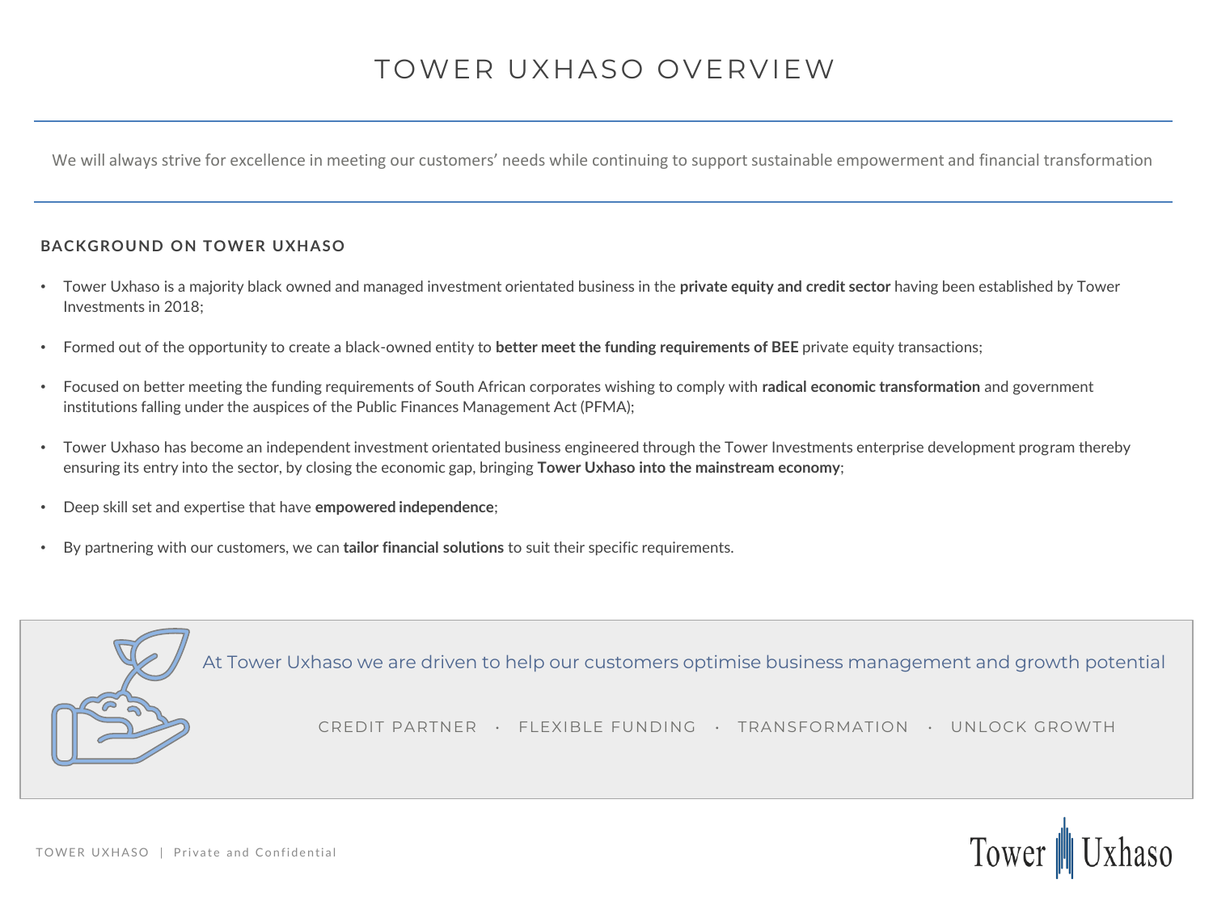# TOWER UXHASO OVERVIEW

We will always strive for excellence in meeting our customers' needs while continuing to support sustainable empowerment and financial transformation

## BACKGROUND ON TOWER UXHASO

- Tower Uxhaso is a majority black owned and managed investment orientated business in the **private equity and credit sector** having been established by Tower Investments in 2018;
- Formed out of the opportunity to create a black-owned entity to **better meet the funding requirements of BEE** private equity transactions;
- Focused on better meeting the funding requirements of South African corporates wishing to comply with **radical economic transformation** and government institutions falling under the auspices of the Public Finances Management Act (PFMA);
- Tower Uxhaso has become an independent investment orientated business engineered through the Tower Investments enterprise development program thereby ensuring its entry into the sector, by closing the economic gap, bringing **Tower Uxhaso into the mainstream economy**;
- Deep skill set and expertise that have **empowered independence**;
- By partnering with our customers, we can **tailor financial solutions** to suit their specific requirements.

At Tower Uxhaso we are driven to help our customers optimise business management and growth potential

CREDIT PARTNER · FLEXIBLE FUNDING · TRANSFORMATION · UNLOCK GROWTH